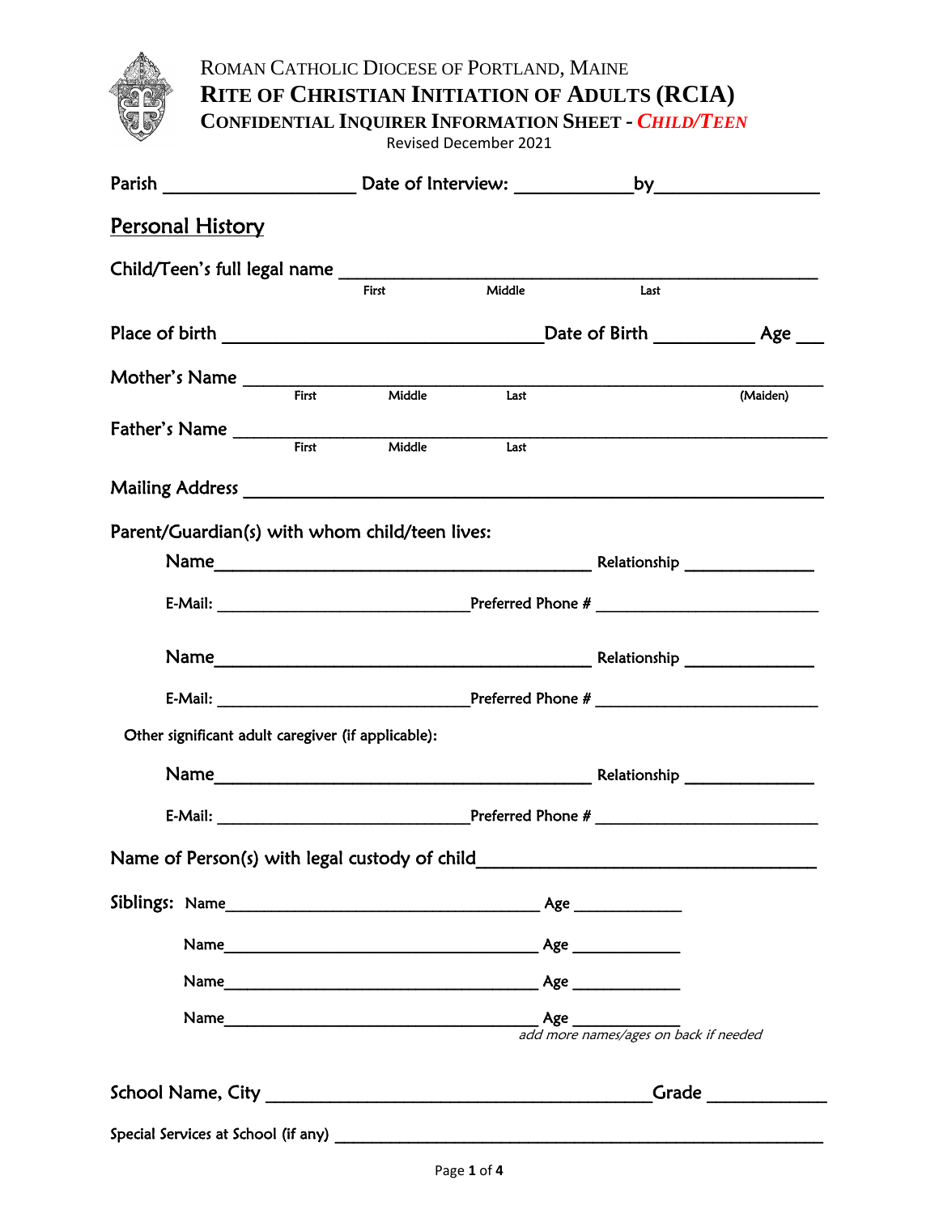# ROMAN CATHOLIC DIOCESE OF PORTLAND, MAINE

## RITE OF CHRISTIAN INITIATION OF ADULTS (RCIA)

### CONFIDENTIAL INQUIRER INFORMATION SHEET - *CHILD/TEEN*

Revised December 2021

Parish ____________________ Date of Interview: ____________by_________________

## Personal History

Child/Teen's full legal name ________________________________________________
First Middle Last

Place of birth _________________________________Date of Birth __________ Age ___

Mother's Name ______________________________________________________________
First Middle Last (Maiden)

Father's Name _______________________________________________________________
First Middle Last

Mailing Address ______________________________________________________________

Parent/Guardian(s) with whom child/teen lives:

Name_______________________________________ Relationship ______________

E-Mail: ____________________________Preferred Phone # _________________________

Name_______________________________________ Relationship ______________

E-Mail: ____________________________Preferred Phone # _________________________

Other significant adult caregiver (if applicable):

Name_______________________________________ Relationship ______________

E-Mail: ____________________________Preferred Phone # _________________________

Name of Person(s) with legal custody of child__________________________________

Siblings: Name___________________________________ Age ____________

Name___________________________________ Age ____________

Name___________________________________ Age ____________

Name___________________________________ Age ____________

*add more names/ages on back if needed*

School Name, City __________________________________________Grade ____________

Special Services at School (if any) ______________________________________________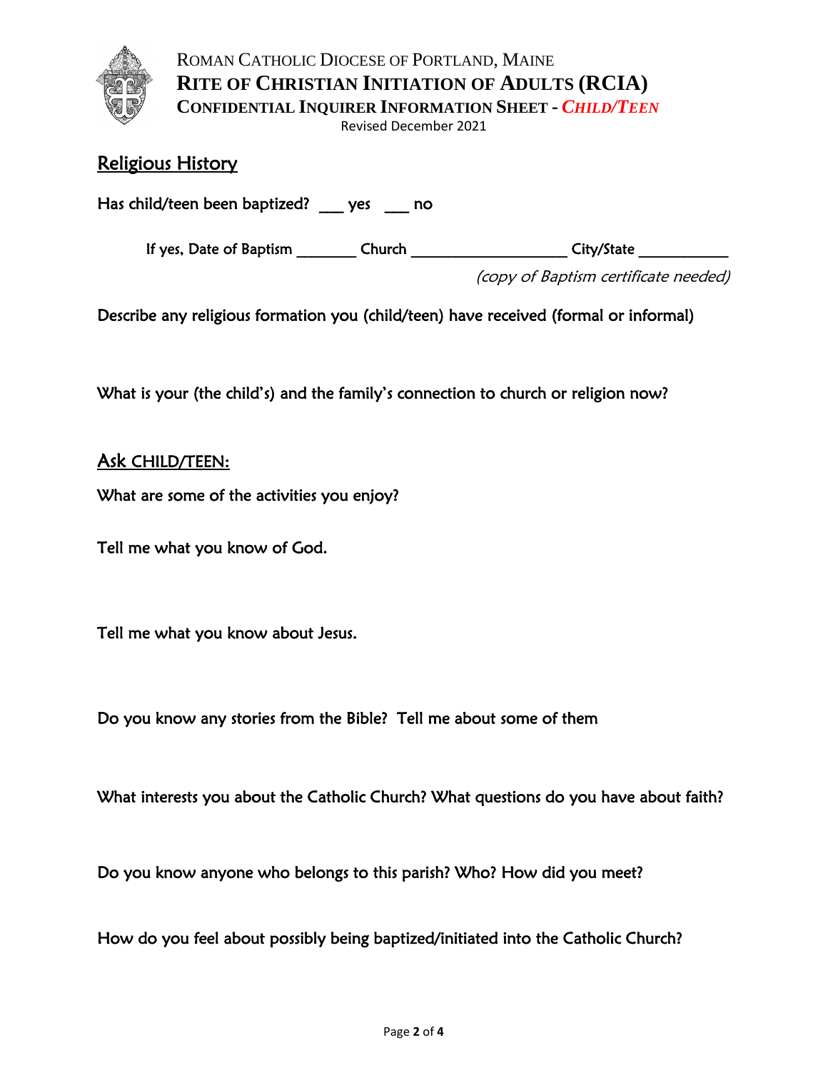ROMAN CATHOLIC DIOCESE OF PORTLAND, MAINE

**RITE OF CHRISTIAN INITIATION OF ADULTS (RCIA)**

**CONFIDENTIAL INQUIRER INFORMATION SHEET - *CHILD/TEEN***

Revised December 2021

## Religious History

Has child/teen been baptized? ___ yes ___ no

If yes, Date of Baptism ________ Church ____________________ City/State ___________

*(copy of Baptism certificate needed)*

Describe any religious formation you (child/teen) have received (formal or informal)

What is your (the child's) and the family's connection to church or religion now?

## Ask CHILD/TEEN:

What are some of the activities you enjoy?

Tell me what you know of God.

Tell me what you know about Jesus.

Do you know any stories from the Bible? Tell me about some of them

What interests you about the Catholic Church? What questions do you have about faith?

Do you know anyone who belongs to this parish? Who? How did you meet?

How do you feel about possibly being baptized/initiated into the Catholic Church?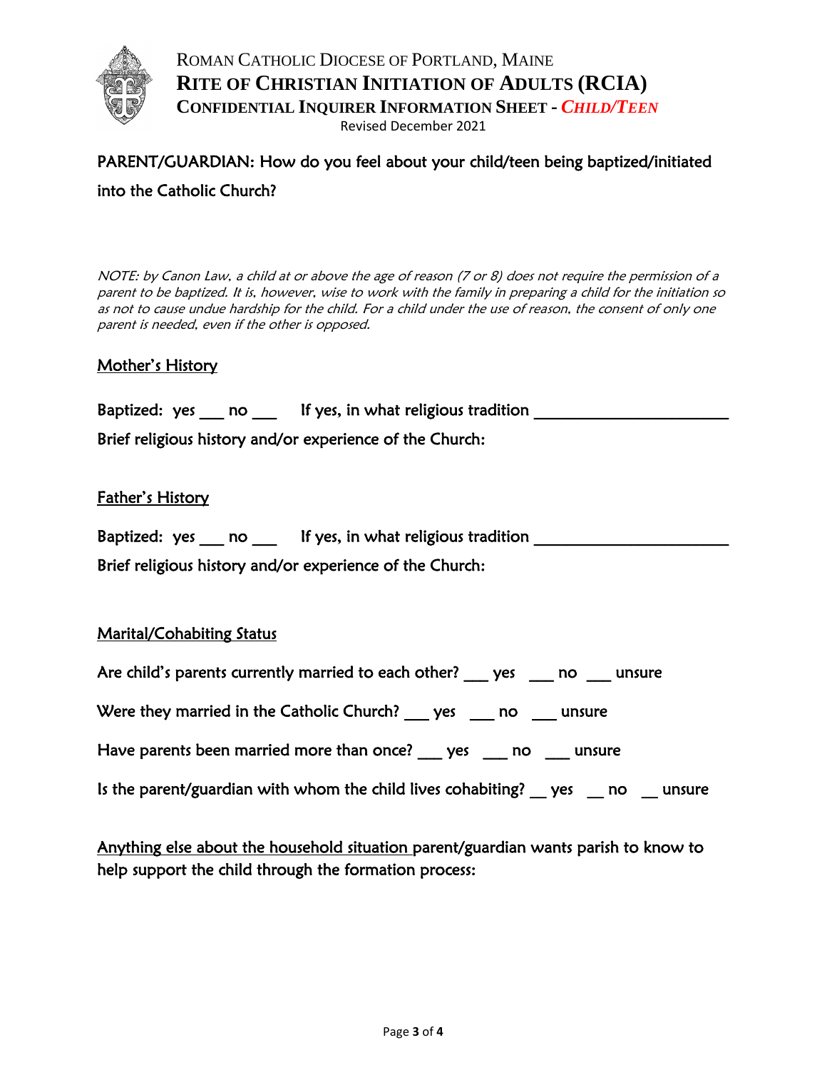# ROMAN CATHOLIC DIOCESE OF PORTLAND, MAINE

## RITE OF CHRISTIAN INITIATION OF ADULTS (RCIA)

### CONFIDENTIAL INQUIRER INFORMATION SHEET - *CHILD/TEEN*

Revised December 2021

PARENT/GUARDIAN: How do you feel about your child/teen being baptized/initiated into the Catholic Church?

*NOTE: by Canon Law, a child at or above the age of reason (7 or 8) does not require the permission of a parent to be baptized. It is, however, wise to work with the family in preparing a child for the initiation so as not to cause undue hardship for the child. For a child under the use of reason, the consent of only one parent is needed, even if the other is opposed.*

<u>Mother's History</u>

Baptized: yes ___ no ___ If yes, in what religious tradition ______________________

Brief religious history and/or experience of the Church:

<u>Father's History</u>

Baptized: yes ___ no ___ If yes, in what religious tradition ______________________

Brief religious history and/or experience of the Church:

<u>Marital/Cohabiting Status</u>

Are child's parents currently married to each other? ___ yes ___ no ___ unsure

Were they married in the Catholic Church? ___ yes ___ no ___ unsure

Have parents been married more than once? ___ yes ___ no ___ unsure

Is the parent/guardian with whom the child lives cohabiting? __ yes __ no __ unsure

<u>Anything else about the household situation</u> parent/guardian wants parish to know to help support the child through the formation process: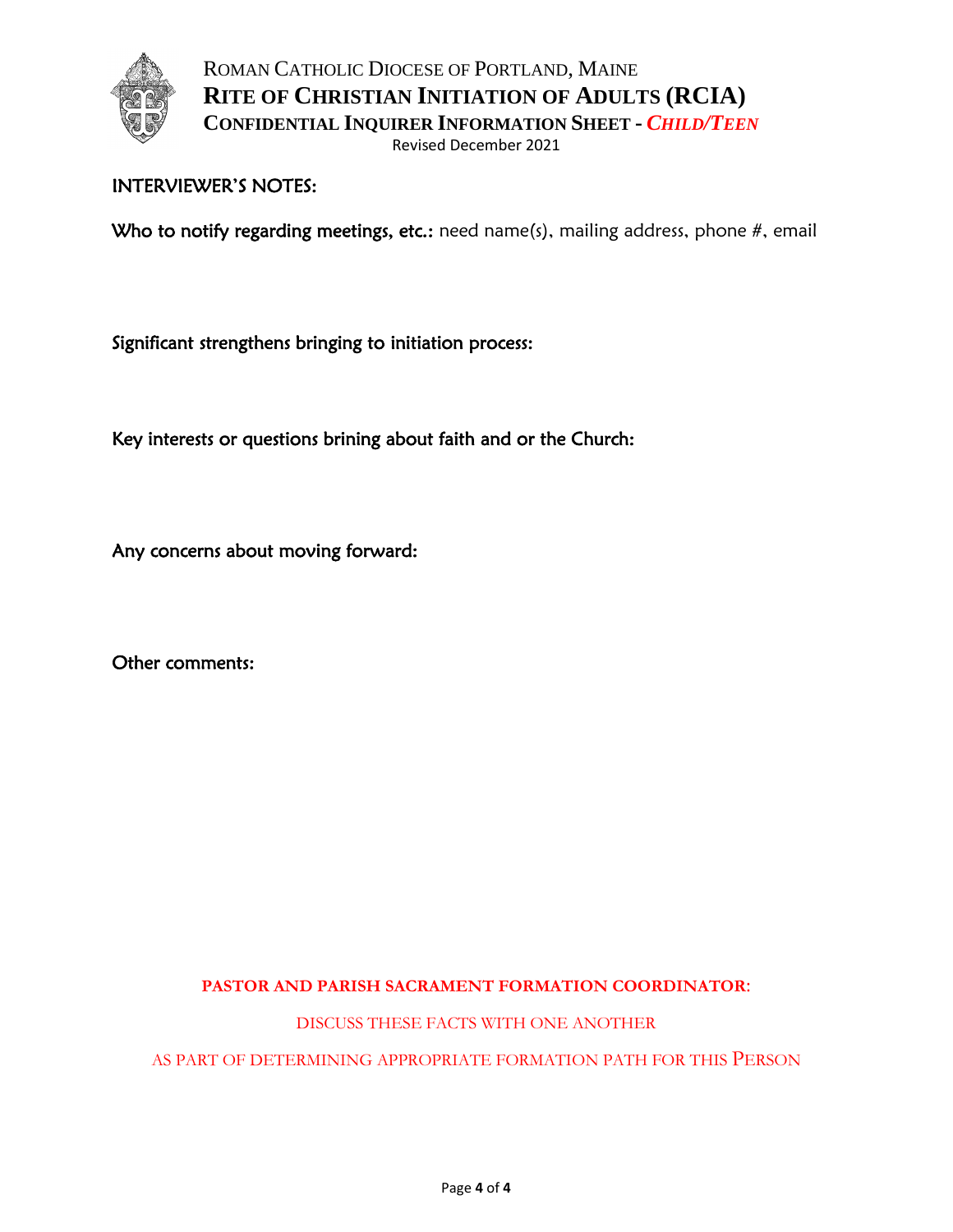ROMAN CATHOLIC DIOCESE OF PORTLAND, MAINE

**RITE OF CHRISTIAN INITIATION OF ADULTS (RCIA)**

**CONFIDENTIAL INQUIRER INFORMATION SHEET - *CHILD/TEEN***

Revised December 2021

INTERVIEWER'S NOTES:

**Who to notify regarding meetings, etc.:** need name(s), mailing address, phone #, email

Significant strengthens bringing to initiation process:

Key interests or questions brining about faith and or the Church:

Any concerns about moving forward:

Other comments:

**PASTOR AND PARISH SACRAMENT FORMATION COORDINATOR:**

DISCUSS THESE FACTS WITH ONE ANOTHER

AS PART OF DETERMINING APPROPRIATE FORMATION PATH FOR THIS PERSON